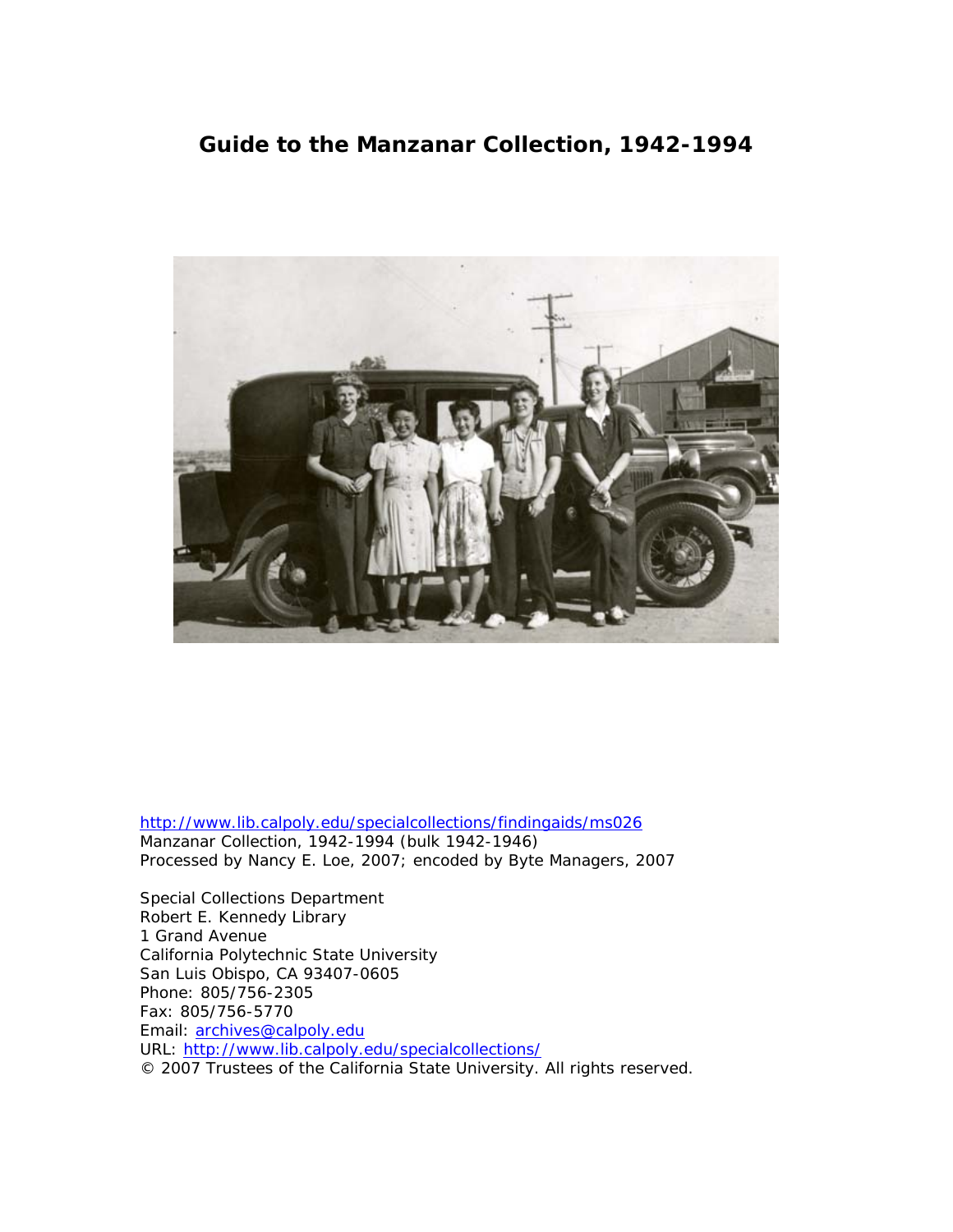# Guide to the Manzanar Collection, 1942-1994

http://www.lib.calpoly.edu/specialcollections/findingaids/ms026
Manzanar Collection, 1942-1994 (bulk 1942-1946)
Processed by Nancy E. Loe, 2007; encoded by Byte Managers, 2007

Special Collections Department
Robert E. Kennedy Library
1 Grand Avenue
California Polytechnic State University
San Luis Obispo, CA 93407-0605
Phone: 805/756-2305
Fax: 805/756-5770
Email: archives@calpoly.edu
URL: http://www.lib.calpoly.edu/specialcollections/
© 2007 Trustees of the California State University. All rights reserved.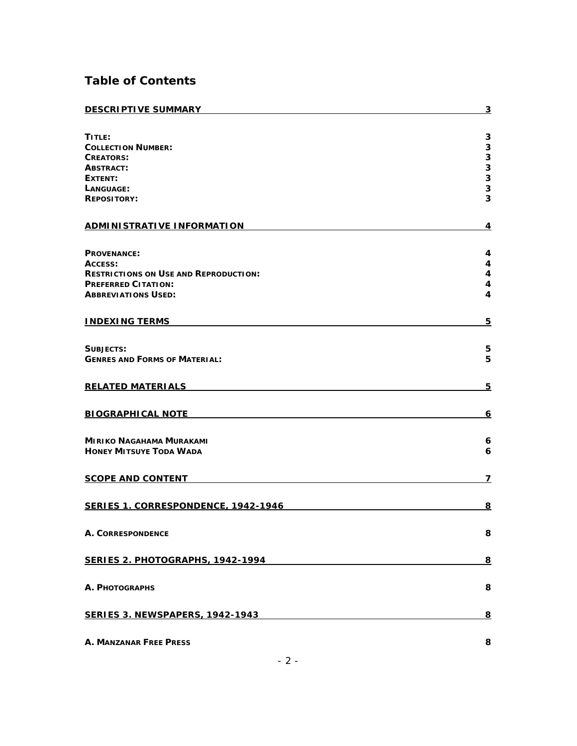## Table of Contents

| | |
|---|---|
| **DESCRIPTIVE SUMMARY** | **3** |
| **TITLE:** | **3** |
| **COLLECTION NUMBER:** | **3** |
| **CREATORS:** | **3** |
| **ABSTRACT:** | **3** |
| **EXTENT:** | **3** |
| **LANGUAGE:** | **3** |
| **REPOSITORY:** | **3** |
| **ADMINISTRATIVE INFORMATION** | **4** |
| **PROVENANCE:** | **4** |
| **ACCESS:** | **4** |
| **RESTRICTIONS ON USE AND REPRODUCTION:** | **4** |
| **PREFERRED CITATION:** | **4** |
| **ABBREVIATIONS USED:** | **4** |
| **INDEXING TERMS** | **5** |
| **SUBJECTS:** | **5** |
| **GENRES AND FORMS OF MATERIAL:** | **5** |
| **RELATED MATERIALS** | **5** |
| **BIOGRAPHICAL NOTE** | **6** |
| **MIRIKO NAGAHAMA MURAKAMI** | **6** |
| **HONEY MITSUYE TODA WADA** | **6** |
| **SCOPE AND CONTENT** | **7** |
| **SERIES 1. CORRESPONDENCE, 1942-1946** | **8** |
| **A. CORRESPONDENCE** | **8** |
| **SERIES 2. PHOTOGRAPHS, 1942-1994** | **8** |
| **A. PHOTOGRAPHS** | **8** |
| **SERIES 3. NEWSPAPERS, 1942-1943** | **8** |
| **A. MANZANAR FREE PRESS** | **8** |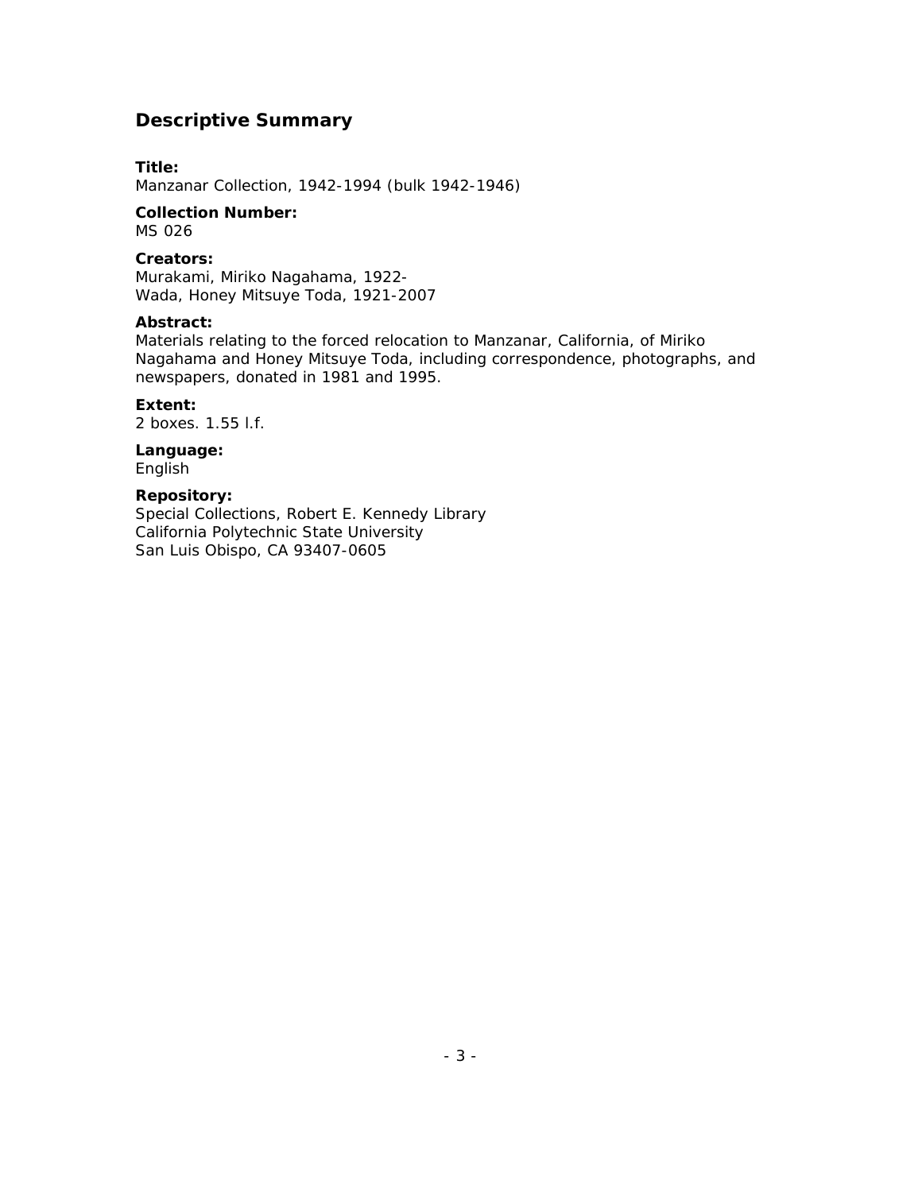## Descriptive Summary

**Title:**
Manzanar Collection, 1942-1994 (bulk 1942-1946)

**Collection Number:**
MS 026

**Creators:**
Murakami, Miriko Nagahama, 1922-
Wada, Honey Mitsuye Toda, 1921-2007

**Abstract:**
Materials relating to the forced relocation to Manzanar, California, of Miriko Nagahama and Honey Mitsuye Toda, including correspondence, photographs, and newspapers, donated in 1981 and 1995.

**Extent:**
2 boxes. 1.55 l.f.

**Language:**
English

**Repository:**
Special Collections, Robert E. Kennedy Library
California Polytechnic State University
San Luis Obispo, CA 93407-0605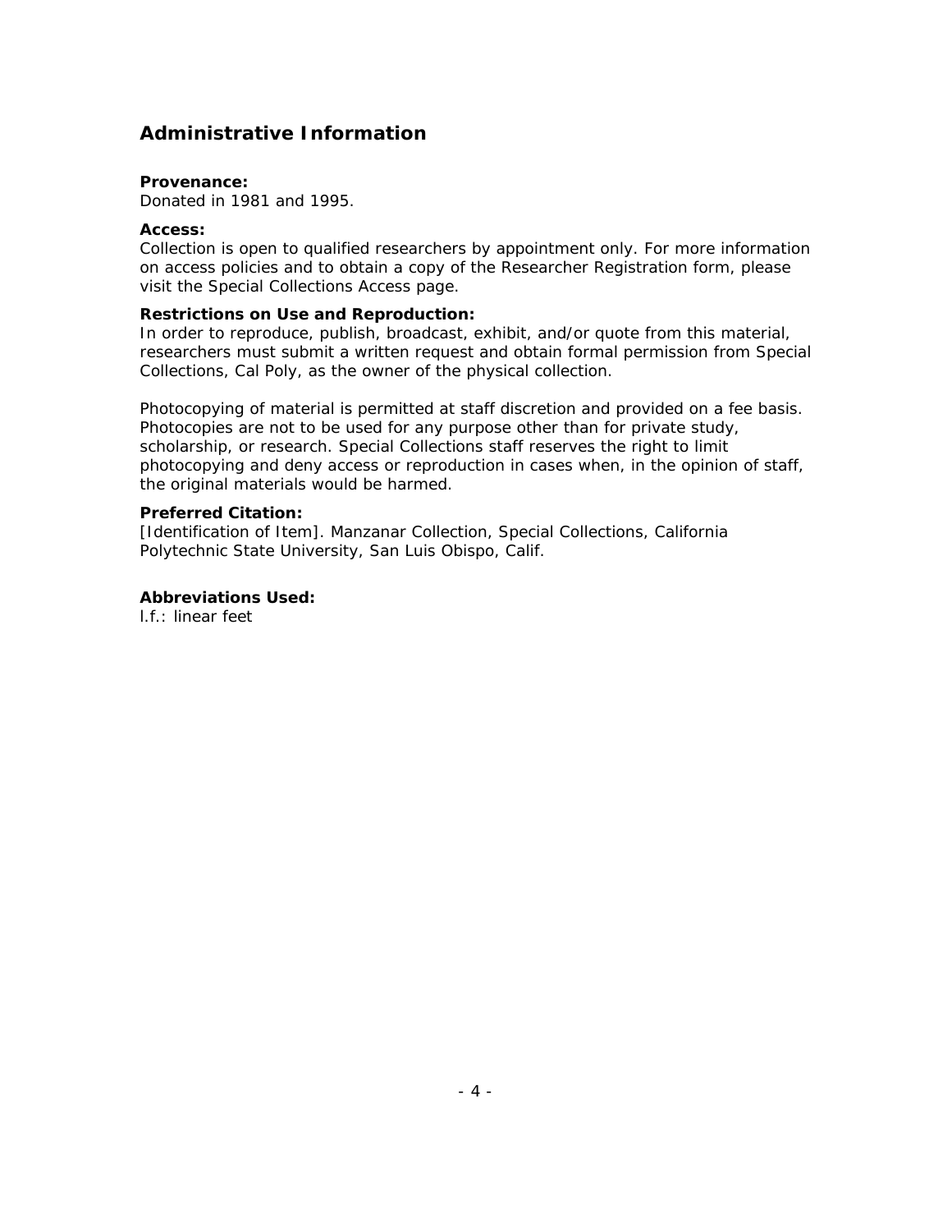## Administrative Information

**Provenance:**
Donated in 1981 and 1995.

**Access:**
Collection is open to qualified researchers by appointment only. For more information on access policies and to obtain a copy of the Researcher Registration form, please visit the Special Collections Access page.

**Restrictions on Use and Reproduction:**
In order to reproduce, publish, broadcast, exhibit, and/or quote from this material, researchers must submit a written request and obtain formal permission from Special Collections, Cal Poly, as the owner of the physical collection.

Photocopying of material is permitted at staff discretion and provided on a fee basis. Photocopies are not to be used for any purpose other than for private study, scholarship, or research. Special Collections staff reserves the right to limit photocopying and deny access or reproduction in cases when, in the opinion of staff, the original materials would be harmed.

**Preferred Citation:**
[Identification of Item]. Manzanar Collection, Special Collections, California Polytechnic State University, San Luis Obispo, Calif.

**Abbreviations Used:**
l.f.: linear feet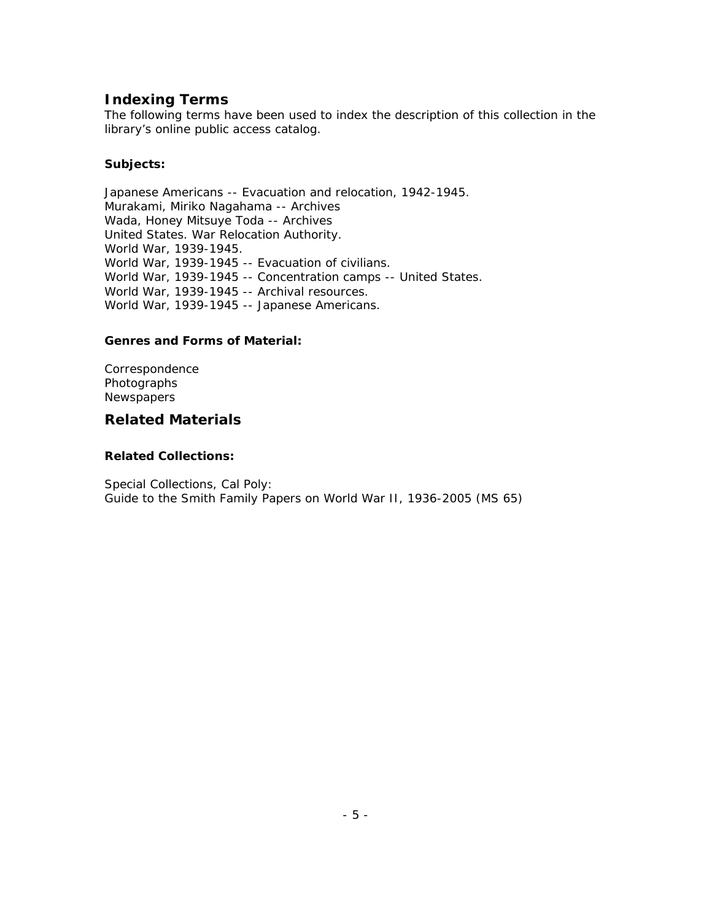## Indexing Terms

The following terms have been used to index the description of this collection in the library's online public access catalog.

### Subjects:

Japanese Americans -- Evacuation and relocation, 1942-1945.
Murakami, Miriko Nagahama -- Archives
Wada, Honey Mitsuye Toda -- Archives
United States. War Relocation Authority.
World War, 1939-1945.
World War, 1939-1945 -- Evacuation of civilians.
World War, 1939-1945 -- Concentration camps -- United States.
World War, 1939-1945 -- Archival resources.
World War, 1939-1945 -- Japanese Americans.

### Genres and Forms of Material:

Correspondence
Photographs
Newspapers

## Related Materials

### Related Collections:

Special Collections, Cal Poly:
Guide to the Smith Family Papers on World War II, 1936-2005 (MS 65)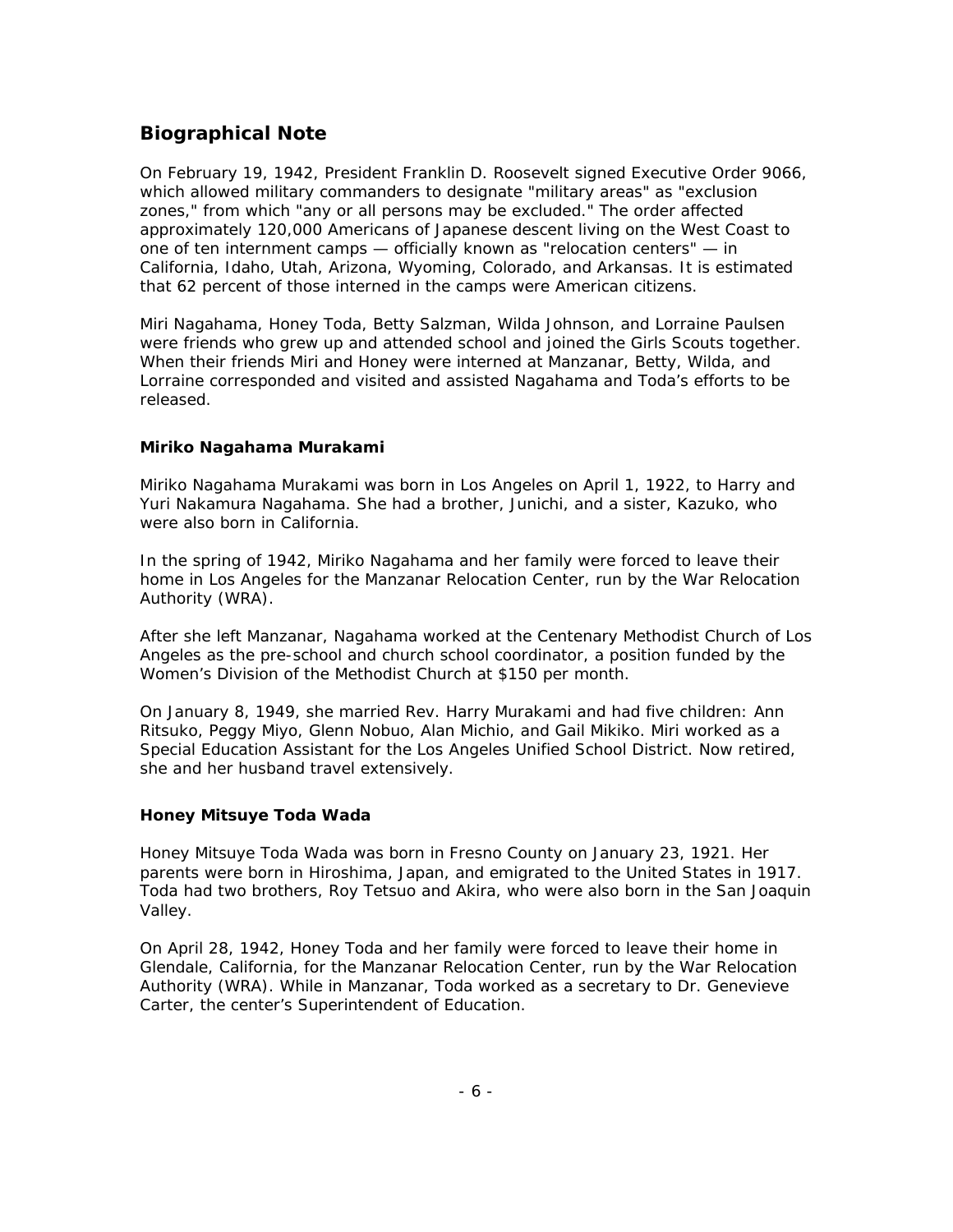## Biographical Note

On February 19, 1942, President Franklin D. Roosevelt signed Executive Order 9066, which allowed military commanders to designate "military areas" as "exclusion zones," from which "any or all persons may be excluded." The order affected approximately 120,000 Americans of Japanese descent living on the West Coast to one of ten internment camps — officially known as "relocation centers" — in California, Idaho, Utah, Arizona, Wyoming, Colorado, and Arkansas. It is estimated that 62 percent of those interned in the camps were American citizens.

Miri Nagahama, Honey Toda, Betty Salzman, Wilda Johnson, and Lorraine Paulsen were friends who grew up and attended school and joined the Girls Scouts together. When their friends Miri and Honey were interned at Manzanar, Betty, Wilda, and Lorraine corresponded and visited and assisted Nagahama and Toda's efforts to be released.

### Miriko Nagahama Murakami

Miriko Nagahama Murakami was born in Los Angeles on April 1, 1922, to Harry and Yuri Nakamura Nagahama. She had a brother, Junichi, and a sister, Kazuko, who were also born in California.

In the spring of 1942, Miriko Nagahama and her family were forced to leave their home in Los Angeles for the Manzanar Relocation Center, run by the War Relocation Authority (WRA).

After she left Manzanar, Nagahama worked at the Centenary Methodist Church of Los Angeles as the pre-school and church school coordinator, a position funded by the Women's Division of the Methodist Church at $150 per month.

On January 8, 1949, she married Rev. Harry Murakami and had five children: Ann Ritsuko, Peggy Miyo, Glenn Nobuo, Alan Michio, and Gail Mikiko. Miri worked as a Special Education Assistant for the Los Angeles Unified School District. Now retired, she and her husband travel extensively.

### Honey Mitsuye Toda Wada

Honey Mitsuye Toda Wada was born in Fresno County on January 23, 1921. Her parents were born in Hiroshima, Japan, and emigrated to the United States in 1917. Toda had two brothers, Roy Tetsuo and Akira, who were also born in the San Joaquin Valley.

On April 28, 1942, Honey Toda and her family were forced to leave their home in Glendale, California, for the Manzanar Relocation Center, run by the War Relocation Authority (WRA). While in Manzanar, Toda worked as a secretary to Dr. Genevieve Carter, the center's Superintendent of Education.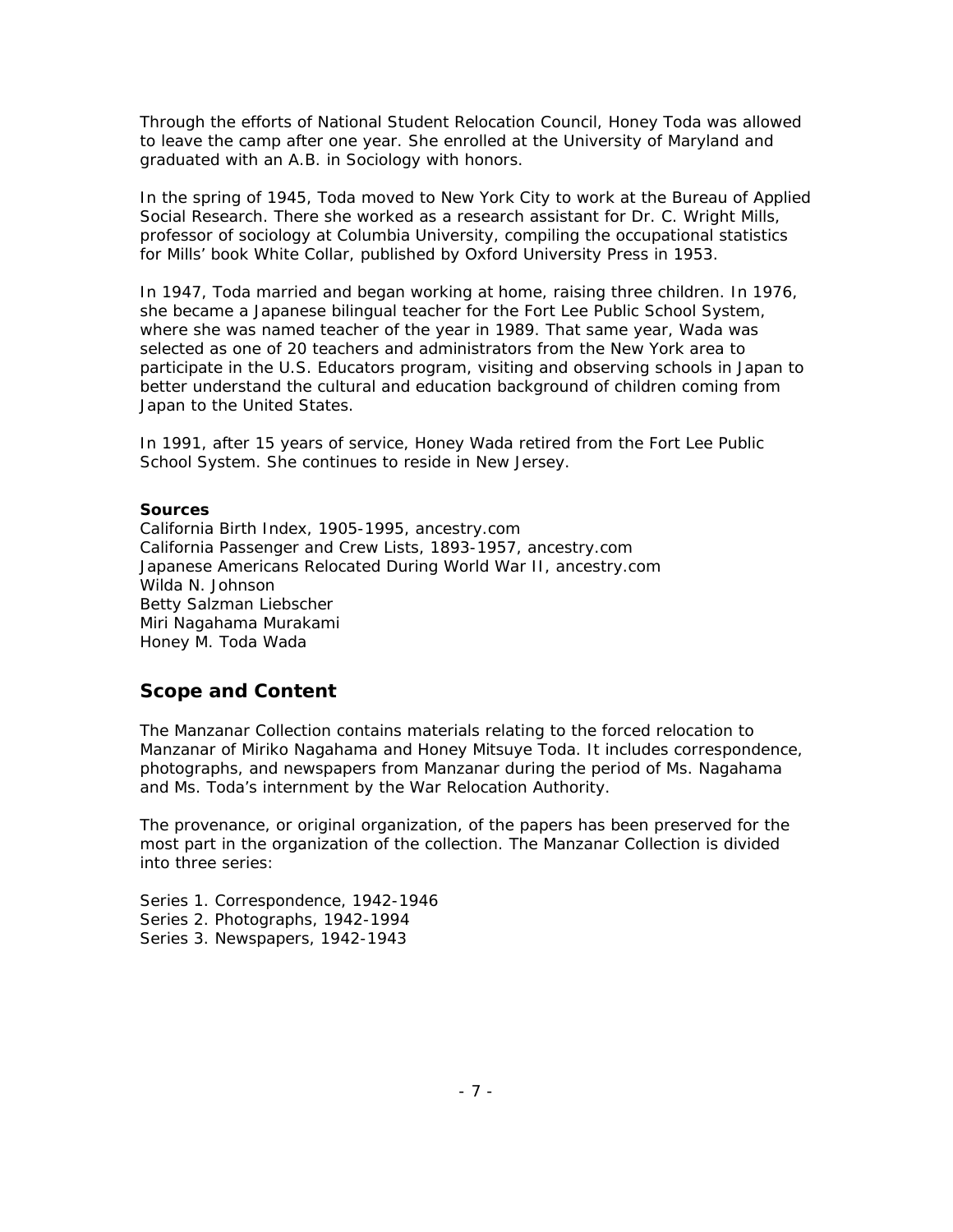Through the efforts of National Student Relocation Council, Honey Toda was allowed to leave the camp after one year. She enrolled at the University of Maryland and graduated with an A.B. in Sociology with honors.

In the spring of 1945, Toda moved to New York City to work at the Bureau of Applied Social Research. There she worked as a research assistant for Dr. C. Wright Mills, professor of sociology at Columbia University, compiling the occupational statistics for Mills' book White Collar, published by Oxford University Press in 1953.

In 1947, Toda married and began working at home, raising three children. In 1976, she became a Japanese bilingual teacher for the Fort Lee Public School System, where she was named teacher of the year in 1989. That same year, Wada was selected as one of 20 teachers and administrators from the New York area to participate in the U.S. Educators program, visiting and observing schools in Japan to better understand the cultural and education background of children coming from Japan to the United States.

In 1991, after 15 years of service, Honey Wada retired from the Fort Lee Public School System. She continues to reside in New Jersey.

**Sources**
California Birth Index, 1905-1995, ancestry.com
California Passenger and Crew Lists, 1893-1957, ancestry.com
Japanese Americans Relocated During World War II, ancestry.com
Wilda N. Johnson
Betty Salzman Liebscher
Miri Nagahama Murakami
Honey M. Toda Wada

## Scope and Content

The Manzanar Collection contains materials relating to the forced relocation to Manzanar of Miriko Nagahama and Honey Mitsuye Toda. It includes correspondence, photographs, and newspapers from Manzanar during the period of Ms. Nagahama and Ms. Toda's internment by the War Relocation Authority.

The provenance, or original organization, of the papers has been preserved for the most part in the organization of the collection. The Manzanar Collection is divided into three series:

Series 1. Correspondence, 1942-1946
Series 2. Photographs, 1942-1994
Series 3. Newspapers, 1942-1943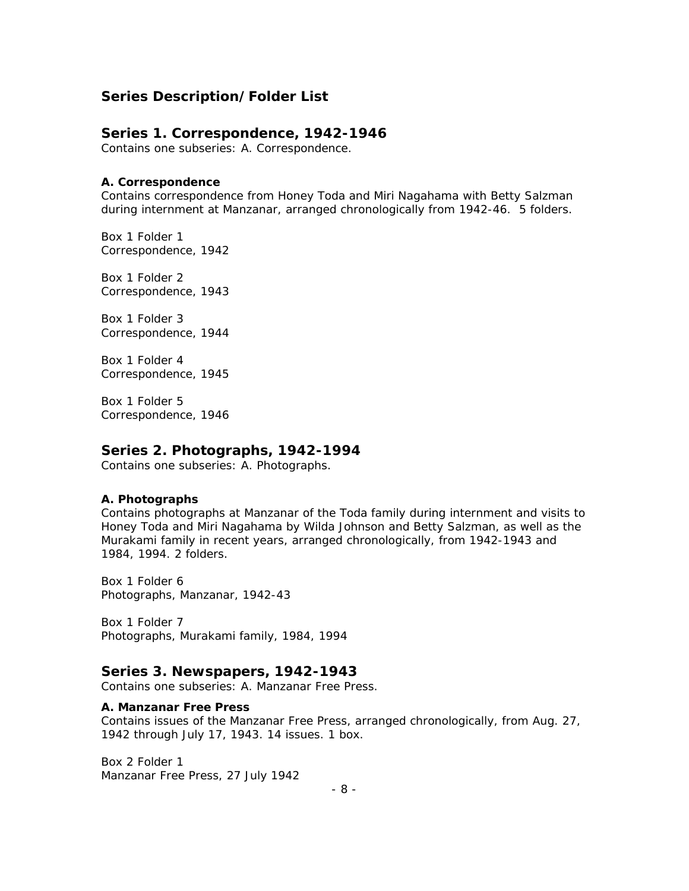## Series Description/Folder List

### Series 1. Correspondence, 1942-1946

Contains one subseries: A. Correspondence.

#### A. Correspondence

Contains correspondence from Honey Toda and Miri Nagahama with Betty Salzman during internment at Manzanar, arranged chronologically from 1942-46. 5 folders.

Box 1 Folder 1
Correspondence, 1942

Box 1 Folder 2
Correspondence, 1943

Box 1 Folder 3
Correspondence, 1944

Box 1 Folder 4
Correspondence, 1945

Box 1 Folder 5
Correspondence, 1946

### Series 2. Photographs, 1942-1994

Contains one subseries: A. Photographs.

#### A. Photographs

Contains photographs at Manzanar of the Toda family during internment and visits to Honey Toda and Miri Nagahama by Wilda Johnson and Betty Salzman, as well as the Murakami family in recent years, arranged chronologically, from 1942-1943 and 1984, 1994. 2 folders.

Box 1 Folder 6
Photographs, Manzanar, 1942-43

Box 1 Folder 7
Photographs, Murakami family, 1984, 1994

### Series 3. Newspapers, 1942-1943

Contains one subseries: A. Manzanar Free Press.

#### A. Manzanar Free Press

Contains issues of the Manzanar Free Press, arranged chronologically, from Aug. 27, 1942 through July 17, 1943. 14 issues. 1 box.

Box 2 Folder 1
Manzanar Free Press, 27 July 1942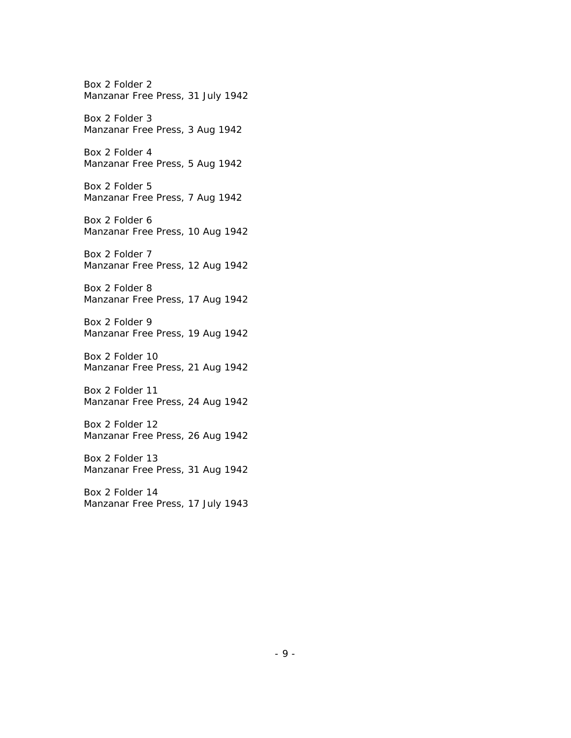Box 2 Folder 2
Manzanar Free Press, 31 July 1942

Box 2 Folder 3
Manzanar Free Press, 3 Aug 1942

Box 2 Folder 4
Manzanar Free Press, 5 Aug 1942

Box 2 Folder 5
Manzanar Free Press, 7 Aug 1942

Box 2 Folder 6
Manzanar Free Press, 10 Aug 1942

Box 2 Folder 7
Manzanar Free Press, 12 Aug 1942

Box 2 Folder 8
Manzanar Free Press, 17 Aug 1942

Box 2 Folder 9
Manzanar Free Press, 19 Aug 1942

Box 2 Folder 10
Manzanar Free Press, 21 Aug 1942

Box 2 Folder 11
Manzanar Free Press, 24 Aug 1942

Box 2 Folder 12
Manzanar Free Press, 26 Aug 1942

Box 2 Folder 13
Manzanar Free Press, 31 Aug 1942

Box 2 Folder 14
Manzanar Free Press, 17 July 1943